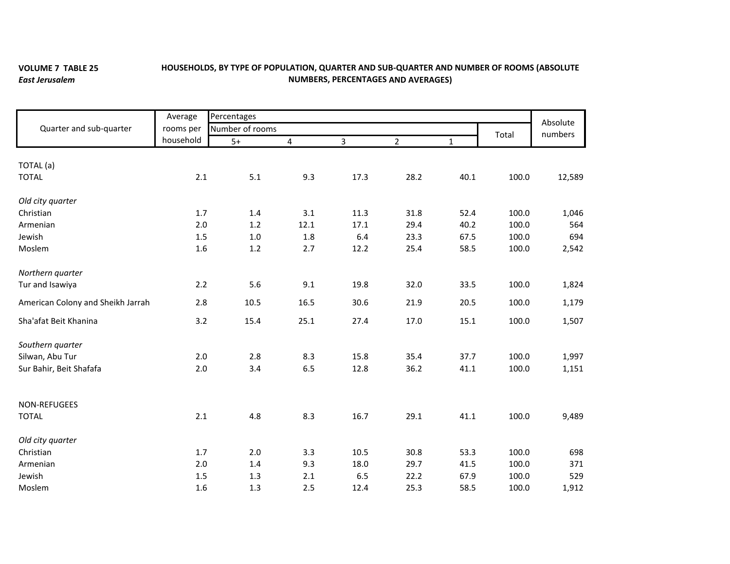**VOLUME 7 TABLE 25**
***East Jerusalem***

**HOUSEHOLDS, BY TYPE OF POPULATION, QUARTER AND SUB-QUARTER AND NUMBER OF ROOMS (ABSOLUTE NUMBERS, PERCENTAGES AND AVERAGES)**

| Quarter and sub-quarter | Average rooms per household | Percentages | | | | | | Absolute numbers |
|---|---|---|---|---|---|---|---|---|
| | | Number of rooms | | | | | Total | |
| | | 5+ | 4 | 3 | 2 | 1 | | |
| TOTAL (a) | | | | | | | | |
| TOTAL | 2.1 | 5.1 | 9.3 | 17.3 | 28.2 | 40.1 | 100.0 | 12,589 |
| *Old city quarter* | | | | | | | | |
| Christian | 1.7 | 1.4 | 3.1 | 11.3 | 31.8 | 52.4 | 100.0 | 1,046 |
| Armenian | 2.0 | 1.2 | 12.1 | 17.1 | 29.4 | 40.2 | 100.0 | 564 |
| Jewish | 1.5 | 1.0 | 1.8 | 6.4 | 23.3 | 67.5 | 100.0 | 694 |
| Moslem | 1.6 | 1.2 | 2.7 | 12.2 | 25.4 | 58.5 | 100.0 | 2,542 |
| *Northern quarter* | | | | | | | | |
| Tur and Isawiya | 2.2 | 5.6 | 9.1 | 19.8 | 32.0 | 33.5 | 100.0 | 1,824 |
| American Colony and Sheikh Jarrah | 2.8 | 10.5 | 16.5 | 30.6 | 21.9 | 20.5 | 100.0 | 1,179 |
| Sha'afat Beit Khanina | 3.2 | 15.4 | 25.1 | 27.4 | 17.0 | 15.1 | 100.0 | 1,507 |
| *Southern quarter* | | | | | | | | |
| Silwan, Abu Tur | 2.0 | 2.8 | 8.3 | 15.8 | 35.4 | 37.7 | 100.0 | 1,997 |
| Sur Bahir, Beit Shafafa | 2.0 | 3.4 | 6.5 | 12.8 | 36.2 | 41.1 | 100.0 | 1,151 |
| NON-REFUGEES | | | | | | | | |
| TOTAL | 2.1 | 4.8 | 8.3 | 16.7 | 29.1 | 41.1 | 100.0 | 9,489 |
| *Old city quarter* | | | | | | | | |
| Christian | 1.7 | 2.0 | 3.3 | 10.5 | 30.8 | 53.3 | 100.0 | 698 |
| Armenian | 2.0 | 1.4 | 9.3 | 18.0 | 29.7 | 41.5 | 100.0 | 371 |
| Jewish | 1.5 | 1.3 | 2.1 | 6.5 | 22.2 | 67.9 | 100.0 | 529 |
| Moslem | 1.6 | 1.3 | 2.5 | 12.4 | 25.3 | 58.5 | 100.0 | 1,912 |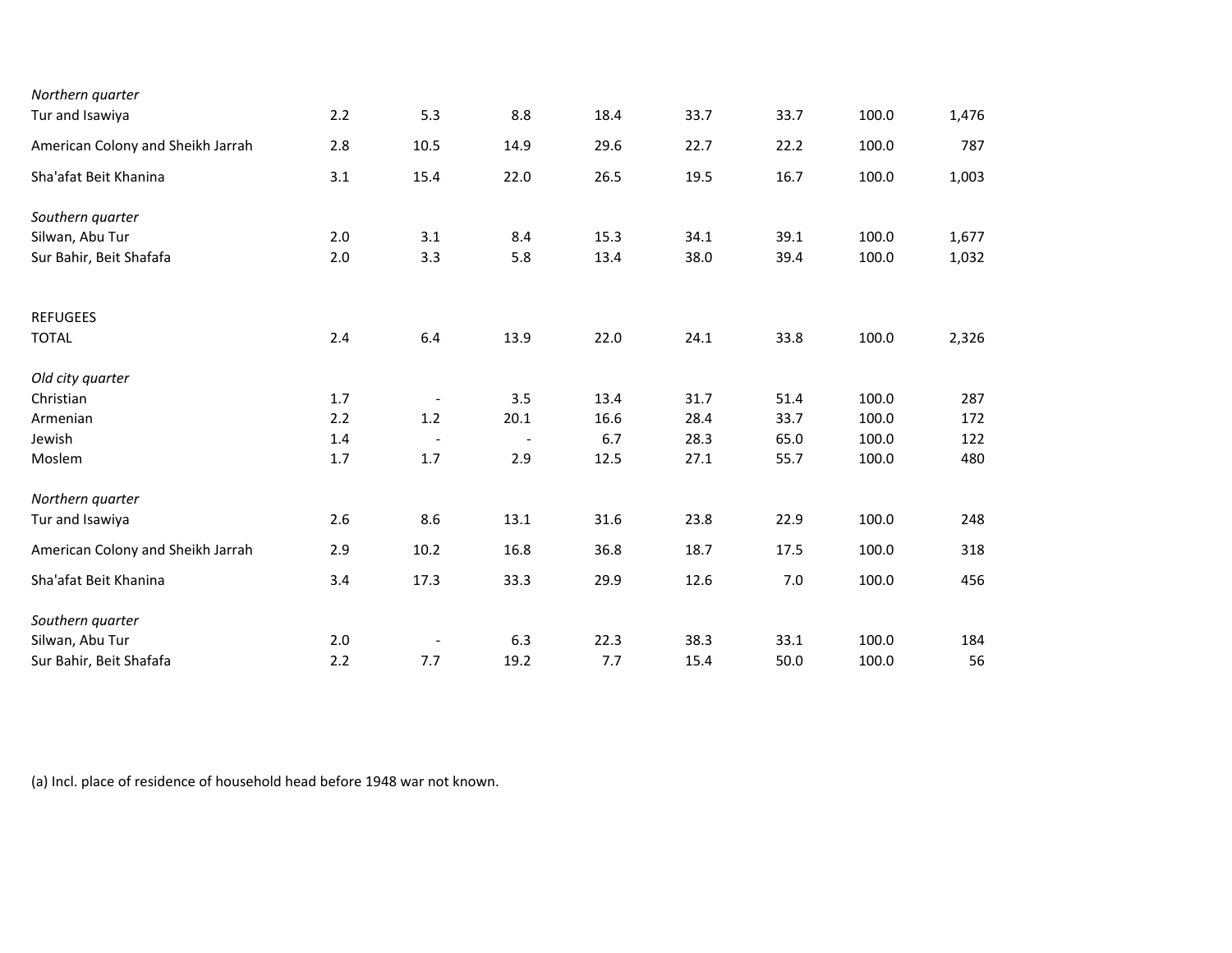| | | | | | | | | |
|---|---|---|---|---|---|---|---|---|
| *Northern quarter* | | | | | | | | |
| Tur and Isawiya | 2.2 | 5.3 | 8.8 | 18.4 | 33.7 | 33.7 | 100.0 | 1,476 |
| American Colony and Sheikh Jarrah | 2.8 | 10.5 | 14.9 | 29.6 | 22.7 | 22.2 | 100.0 | 787 |
| Sha'afat Beit Khanina | 3.1 | 15.4 | 22.0 | 26.5 | 19.5 | 16.7 | 100.0 | 1,003 |
| *Southern quarter* | | | | | | | | |
| Silwan, Abu Tur | 2.0 | 3.1 | 8.4 | 15.3 | 34.1 | 39.1 | 100.0 | 1,677 |
| Sur Bahir, Beit Shafafa | 2.0 | 3.3 | 5.8 | 13.4 | 38.0 | 39.4 | 100.0 | 1,032 |
| REFUGEES | | | | | | | | |
| TOTAL | 2.4 | 6.4 | 13.9 | 22.0 | 24.1 | 33.8 | 100.0 | 2,326 |
| *Old city quarter* | | | | | | | | |
| Christian | 1.7 | - | 3.5 | 13.4 | 31.7 | 51.4 | 100.0 | 287 |
| Armenian | 2.2 | 1.2 | 20.1 | 16.6 | 28.4 | 33.7 | 100.0 | 172 |
| Jewish | 1.4 | - | - | 6.7 | 28.3 | 65.0 | 100.0 | 122 |
| Moslem | 1.7 | 1.7 | 2.9 | 12.5 | 27.1 | 55.7 | 100.0 | 480 |
| *Northern quarter* | | | | | | | | |
| Tur and Isawiya | 2.6 | 8.6 | 13.1 | 31.6 | 23.8 | 22.9 | 100.0 | 248 |
| American Colony and Sheikh Jarrah | 2.9 | 10.2 | 16.8 | 36.8 | 18.7 | 17.5 | 100.0 | 318 |
| Sha'afat Beit Khanina | 3.4 | 17.3 | 33.3 | 29.9 | 12.6 | 7.0 | 100.0 | 456 |
| *Southern quarter* | | | | | | | | |
| Silwan, Abu Tur | 2.0 | - | 6.3 | 22.3 | 38.3 | 33.1 | 100.0 | 184 |
| Sur Bahir, Beit Shafafa | 2.2 | 7.7 | 19.2 | 7.7 | 15.4 | 50.0 | 100.0 | 56 |

(a) Incl. place of residence of household head before 1948 war not known.